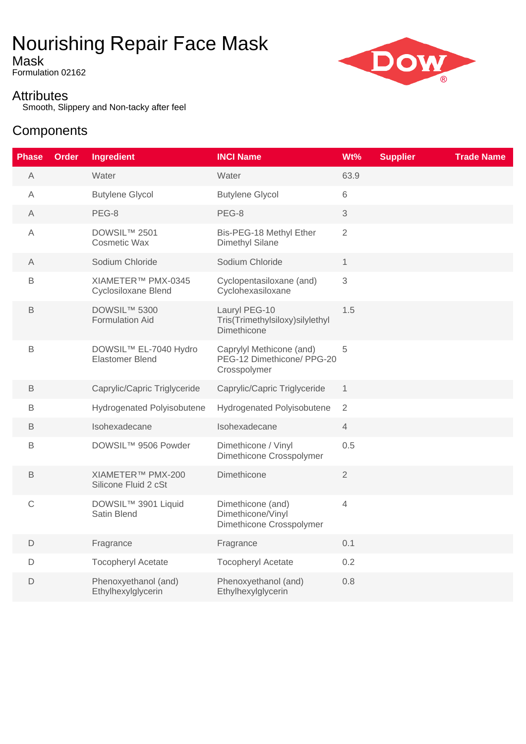# Nourishing Repair Face Mask

## Mask

Formulation 02162

## Attributes

Smooth, Slippery and Non-tacky after feel

## Components

| Phase | Order | Ingredient | INCI Name | Wt% | Supplier | Trade Name |
|---|---|---|---|---|---|---|
| A | | Water | Water | 63.9 | | |
| A | | Butylene Glycol | Butylene Glycol | 6 | | |
| A | | PEG-8 | PEG-8 | 3 | | |
| A | | DOWSIL™ 2501 Cosmetic Wax | Bis-PEG-18 Methyl Ether Dimethyl Silane | 2 | | |
| A | | Sodium Chloride | Sodium Chloride | 1 | | |
| B | | XIAMETER™ PMX-0345 Cyclosiloxane Blend | Cyclopentasiloxane (and) Cyclohexasiloxane | 3 | | |
| B | | DOWSIL™ 5300 Formulation Aid | Lauryl PEG-10 Tris(Trimethylsiloxy)silylethyl Dimethicone | 1.5 | | |
| B | | DOWSIL™ EL-7040 Hydro Elastomer Blend | Caprylyl Methicone (and) PEG-12 Dimethicone/ PPG-20 Crosspolymer | 5 | | |
| B | | Caprylic/Capric Triglyceride | Caprylic/Capric Triglyceride | 1 | | |
| B | | Hydrogenated Polyisobutene | Hydrogenated Polyisobutene | 2 | | |
| B | | Isohexadecane | Isohexadecane | 4 | | |
| B | | DOWSIL™ 9506 Powder | Dimethicone / Vinyl Dimethicone Crosspolymer | 0.5 | | |
| B | | XIAMETER™ PMX-200 Silicone Fluid 2 cSt | Dimethicone | 2 | | |
| C | | DOWSIL™ 3901 Liquid Satin Blend | Dimethicone (and) Dimethicone/Vinyl Dimethicone Crosspolymer | 4 | | |
| D | | Fragrance | Fragrance | 0.1 | | |
| D | | Tocopheryl Acetate | Tocopheryl Acetate | 0.2 | | |
| D | | Phenoxyethanol (and) Ethylhexylglycerin | Phenoxyethanol (and) Ethylhexylglycerin | 0.8 | | |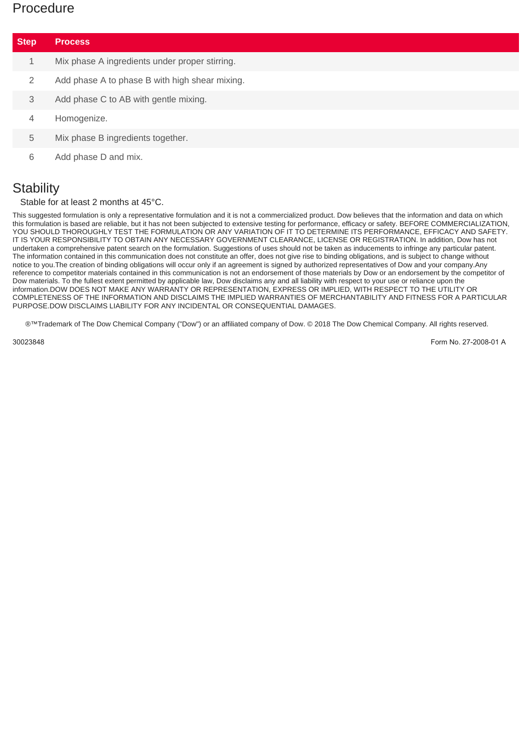## Procedure

| Step | Process |
| --- | --- |
| 1 | Mix phase A ingredients under proper stirring. |
| 2 | Add phase A to phase B with high shear mixing. |
| 3 | Add phase C to AB with gentle mixing. |
| 4 | Homogenize. |
| 5 | Mix phase B ingredients together. |
| 6 | Add phase D and mix. |

## Stability

Stable for at least 2 months at 45°C.

This suggested formulation is only a representative formulation and it is not a commercialized product. Dow believes that the information and data on which this formulation is based are reliable, but it has not been subjected to extensive testing for performance, efficacy or safety. BEFORE COMMERCIALIZATION, YOU SHOULD THOROUGHLY TEST THE FORMULATION OR ANY VARIATION OF IT TO DETERMINE ITS PERFORMANCE, EFFICACY AND SAFETY. IT IS YOUR RESPONSIBILITY TO OBTAIN ANY NECESSARY GOVERNMENT CLEARANCE, LICENSE OR REGISTRATION. In addition, Dow has not undertaken a comprehensive patent search on the formulation. Suggestions of uses should not be taken as inducements to infringe any particular patent. The information contained in this communication does not constitute an offer, does not give rise to binding obligations, and is subject to change without notice to you.The creation of binding obligations will occur only if an agreement is signed by authorized representatives of Dow and your company.Any reference to competitor materials contained in this communication is not an endorsement of those materials by Dow or an endorsement by the competitor of Dow materials. To the fullest extent permitted by applicable law, Dow disclaims any and all liability with respect to your use or reliance upon the information.DOW DOES NOT MAKE ANY WARRANTY OR REPRESENTATION, EXPRESS OR IMPLIED, WITH RESPECT TO THE UTILITY OR COMPLETENESS OF THE INFORMATION AND DISCLAIMS THE IMPLIED WARRANTIES OF MERCHANTABILITY AND FITNESS FOR A PARTICULAR PURPOSE.DOW DISCLAIMS LIABILITY FOR ANY INCIDENTAL OR CONSEQUENTIAL DAMAGES.

®™Trademark of The Dow Chemical Company ("Dow") or an affiliated company of Dow. © 2018 The Dow Chemical Company. All rights reserved.

30023848

Form No. 27-2008-01 A